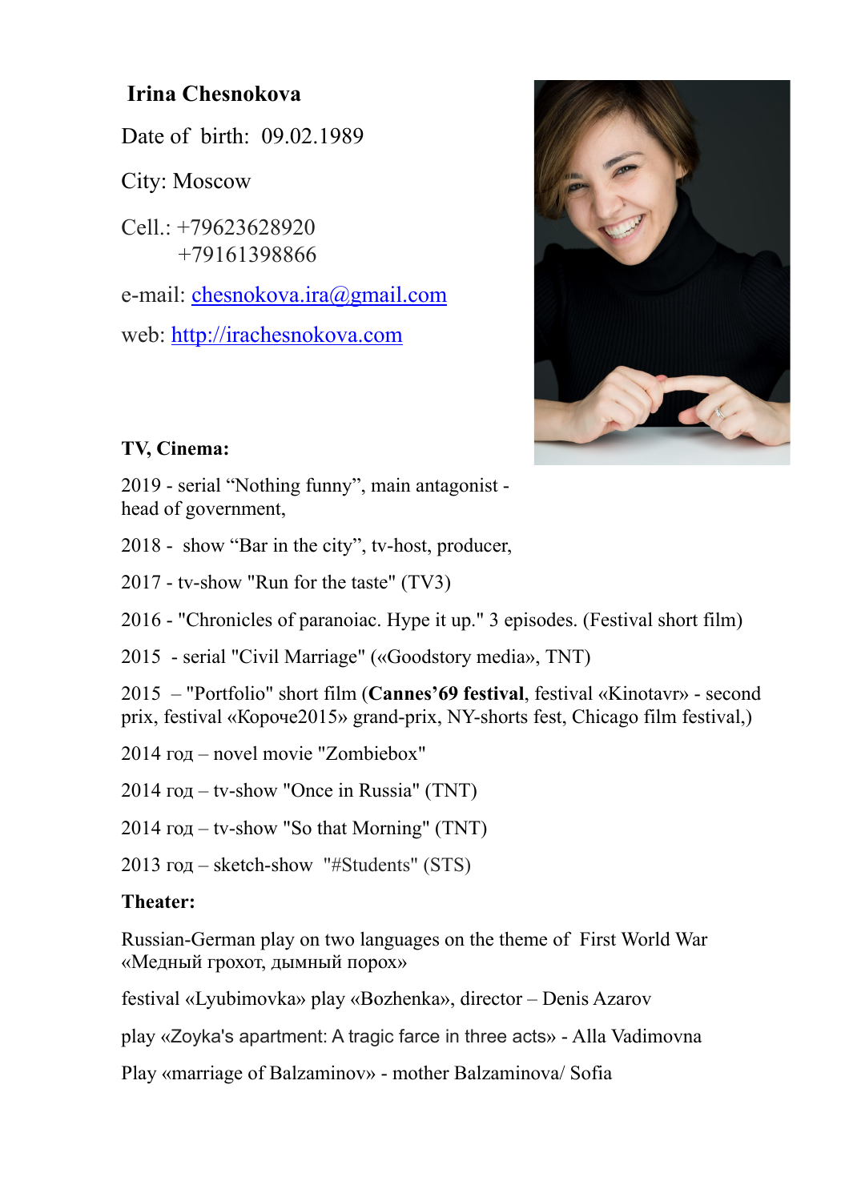**Irina Chesnokova**

Date of birth: 09.02.1989

City: Moscow

Cell.: +79623628920
+79161398866

e-mail: chesnokova.ira@gmail.com

web: http://irachesnokova.com

**TV, Cinema:**

2019 - serial "Nothing funny", main antagonist - head of government,

2018 - show "Bar in the city", tv-host, producer,

2017 - tv-show "Run for the taste" (TV3)

2016 - "Chronicles of paranoiac. Hype it up." 3 episodes. (Festival short film)

2015 - serial "Civil Marriage" («Goodstory media», TNT)

2015 – "Portfolio" short film (**Cannes'69 festival**, festival «Kinotavr» - second prix, festival «Короче2015» grand-prix, NY-shorts fest, Chicago film festival,)

2014 год – novel movie "Zombiebox"

2014 год – tv-show "Once in Russia" (TNT)

2014 год – tv-show "So that Morning" (TNT)

2013 год – sketch-show "#Students" (STS)

**Theater:**

Russian-German play on two languages on the theme of First World War «Медный грохот, дымный порох»

festival «Lyubimovka» play «Bozhenka», director – Denis Azarov

play «Zoyka's apartment: A tragic farce in three acts» - Alla Vadimovna

Play «marriage of Balzaminov» - mother Balzaminova/ Sofia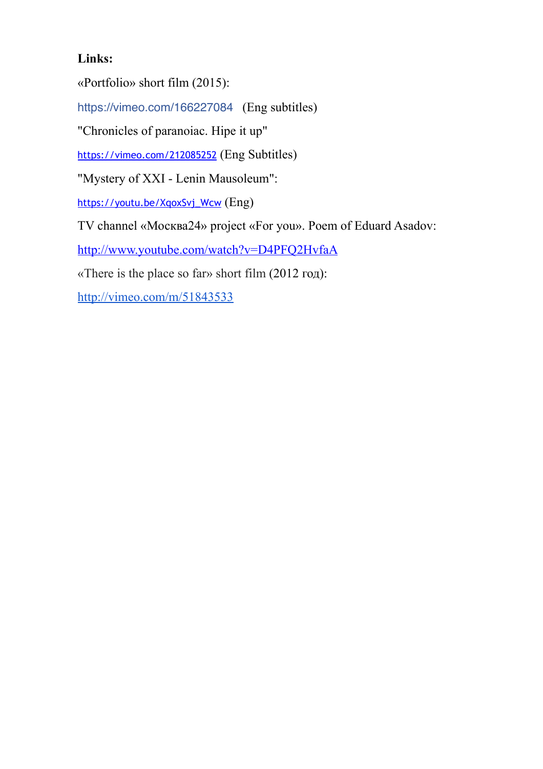**Links:**

«Portfolio» short film (2015):

https://vimeo.com/166227084 (Eng subtitles)

"Chronicles of paranoiac. Hipe it up"

https://vimeo.com/212085252 (Eng Subtitles)

"Mystery of XXI - Lenin Mausoleum":

https://youtu.be/XqoxSvj_Wcw (Eng)

TV channel «Москва24» project «For you». Poem of Eduard Asadov:

http://www.youtube.com/watch?v=D4PFQ2HvfaA

«There is the place so far» short film (2012 год):

http://vimeo.com/m/51843533